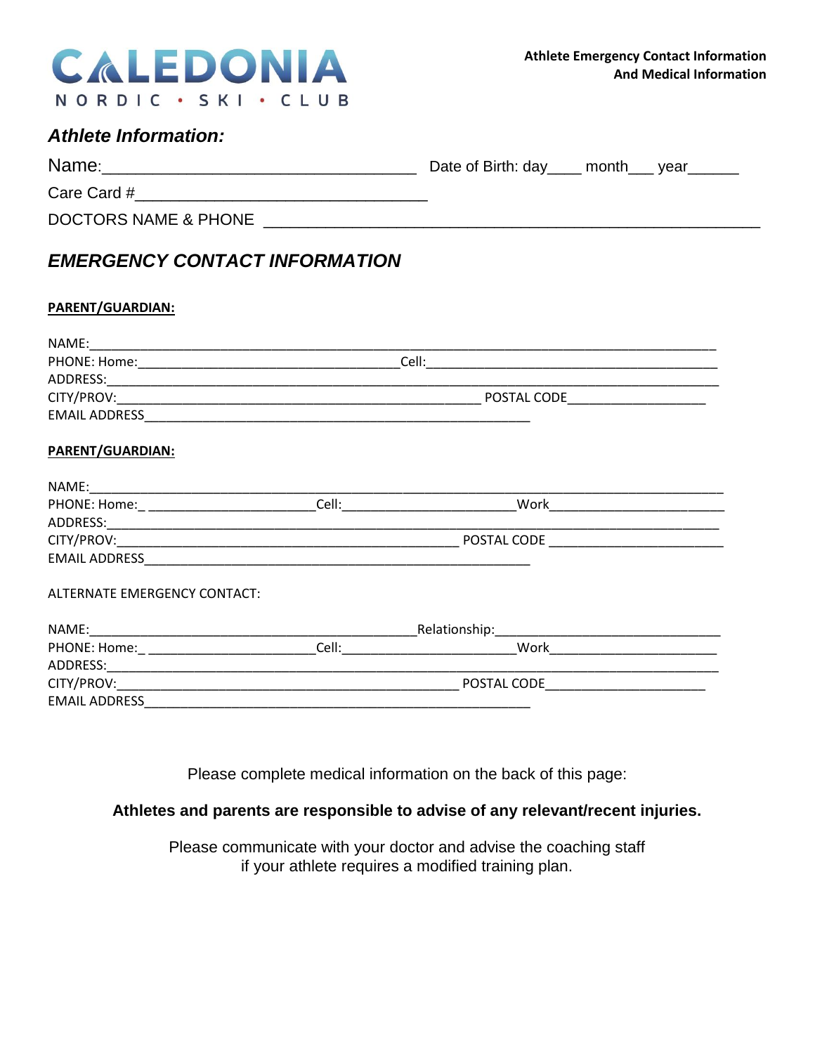# CALEDONIA

NORDIC • SKI • CLUB

**Athlete Emergency Contact Information**
**And Medical Information**

## *Athlete Information:*

Name:_________________________________ Date of Birth: day____ month___ year______

Care Card #________________________________

DOCTORS NAME & PHONE _______________________________________________________

## *EMERGENCY CONTACT INFORMATION*

**PARENT/GUARDIAN:**

NAME:_______________________________________________________________________

PHONE: Home:_____________________________Cell:_________________________________

ADDRESS:_____________________________________________________________________

CITY/PROV:__________________________________________ POSTAL CODE__________________

EMAIL ADDRESS______________________________________________

**PARENT/GUARDIAN:**

NAME:_______________________________________________________________________

PHONE: Home:_ ____________________Cell:____________________Work____________________

ADDRESS:_____________________________________________________________________

CITY/PROV:_________________________________________ POSTAL CODE ____________________

EMAIL ADDRESS______________________________________________

ALTERNATE EMERGENCY CONTACT:

NAME:______________________________________Relationship:__________________________

PHONE: Home:_ ____________________Cell:____________________Work____________________

ADDRESS:_____________________________________________________________________

CITY/PROV:_________________________________________ POSTAL CODE___________________

EMAIL ADDRESS______________________________________________

Please complete medical information on the back of this page:

**Athletes and parents are responsible to advise of any relevant/recent injuries.**

Please communicate with your doctor and advise the coaching staff
if your athlete requires a modified training plan.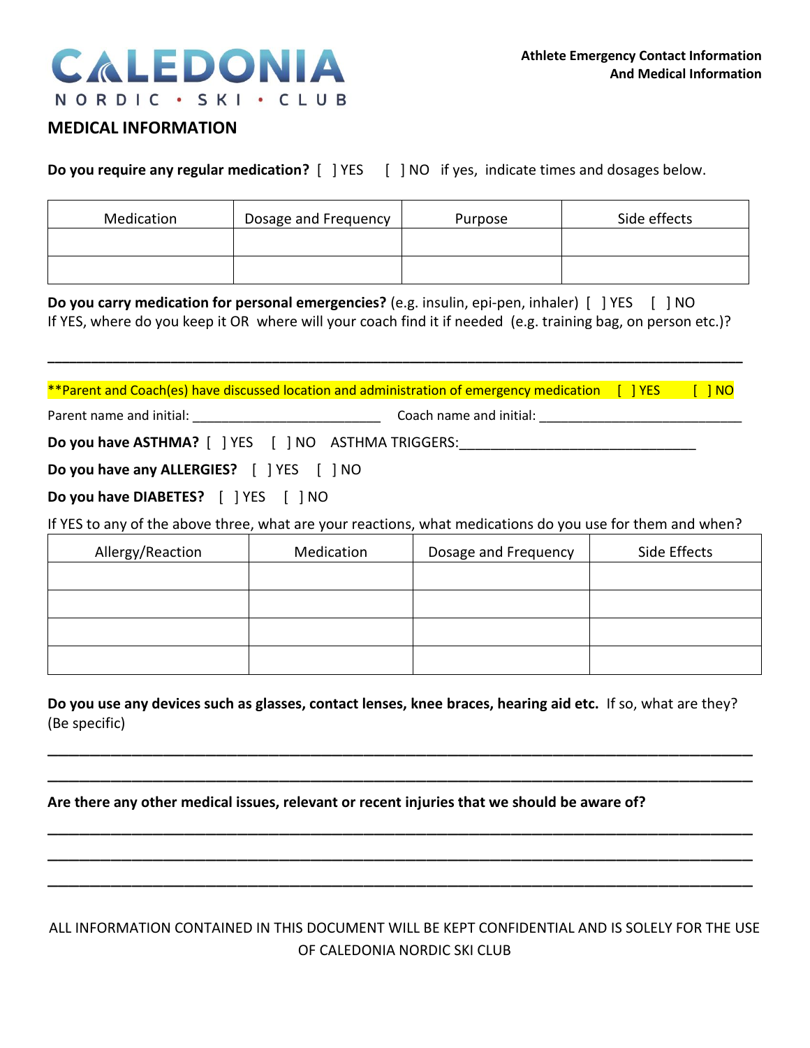CALEDONIA
NORDIC • SKI • CLUB

**Athlete Emergency Contact Information**
**And Medical Information**

## MEDICAL INFORMATION

**Do you require any regular medication?** [ ] YES [ ] NO if yes, indicate times and dosages below.

| Medication | Dosage and Frequency | Purpose | Side effects |
|---|---|---|---|
| | | | |
| | | | |

**Do you carry medication for personal emergencies?** (e.g. insulin, epi-pen, inhaler) [ ] YES [ ] NO
If YES, where do you keep it OR where will your coach find it if needed (e.g. training bag, on person etc.)?

___________________________________________________________________________

**Parent and Coach(es) have discussed location and administration of emergency medication [ ] YES [ ] NO

Parent name and initial: _________________________ Coach name and initial: _________________________

**Do you have ASTHMA?** [ ] YES [ ] NO ASTHMA TRIGGERS:______________________________

**Do you have any ALLERGIES?** [ ] YES [ ] NO

**Do you have DIABETES?** [ ] YES [ ] NO

If YES to any of the above three, what are your reactions, what medications do you use for them and when?

| Allergy/Reaction | Medication | Dosage and Frequency | Side Effects |
|---|---|---|---|
| | | | |
| | | | |
| | | | |
| | | | |

**Do you use any devices such as glasses, contact lenses, knee braces, hearing aid etc.** If so, what are they? (Be specific)

___________________________________________________________________________

___________________________________________________________________________

**Are there any other medical issues, relevant or recent injuries that we should be aware of?**

___________________________________________________________________________

___________________________________________________________________________

___________________________________________________________________________

ALL INFORMATION CONTAINED IN THIS DOCUMENT WILL BE KEPT CONFIDENTIAL AND IS SOLELY FOR THE USE OF CALEDONIA NORDIC SKI CLUB